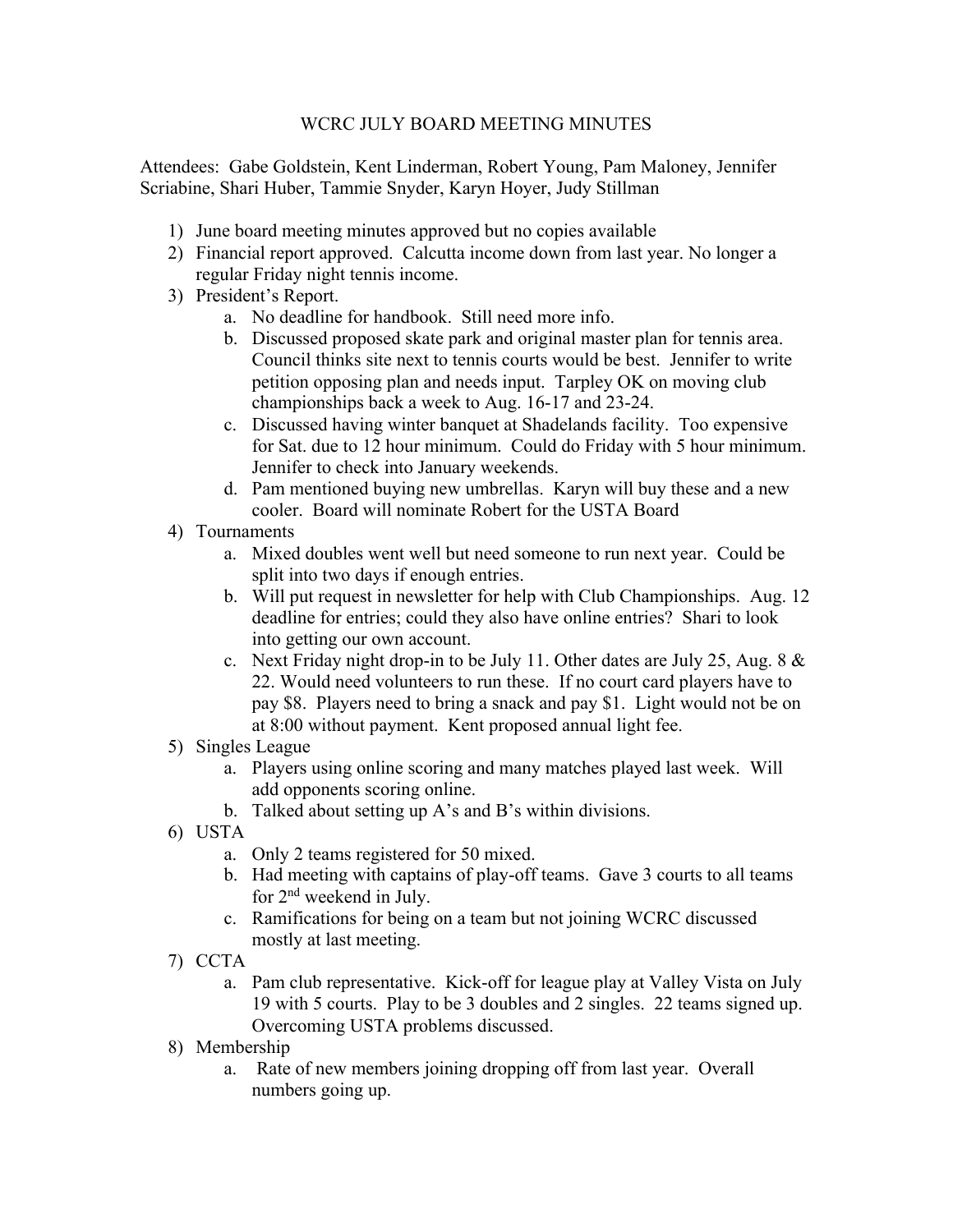# WCRC JULY BOARD MEETING MINUTES

Attendees: Gabe Goldstein, Kent Linderman, Robert Young, Pam Maloney, Jennifer Scriabine, Shari Huber, Tammie Snyder, Karyn Hoyer, Judy Stillman

1) June board meeting minutes approved but no copies available
2) Financial report approved. Calcutta income down from last year. No longer a regular Friday night tennis income.
3) President's Report.
   a. No deadline for handbook. Still need more info.
   b. Discussed proposed skate park and original master plan for tennis area. Council thinks site next to tennis courts would be best. Jennifer to write petition opposing plan and needs input. Tarpley OK on moving club championships back a week to Aug. 16-17 and 23-24.
   c. Discussed having winter banquet at Shadelands facility. Too expensive for Sat. due to 12 hour minimum. Could do Friday with 5 hour minimum. Jennifer to check into January weekends.
   d. Pam mentioned buying new umbrellas. Karyn will buy these and a new cooler. Board will nominate Robert for the USTA Board
4) Tournaments
   a. Mixed doubles went well but need someone to run next year. Could be split into two days if enough entries.
   b. Will put request in newsletter for help with Club Championships. Aug. 12 deadline for entries; could they also have online entries? Shari to look into getting our own account.
   c. Next Friday night drop-in to be July 11. Other dates are July 25, Aug. 8 & 22. Would need volunteers to run these. If no court card players have to pay $8. Players need to bring a snack and pay $1. Light would not be on at 8:00 without payment. Kent proposed annual light fee.
5) Singles League
   a. Players using online scoring and many matches played last week. Will add opponents scoring online.
   b. Talked about setting up A's and B's within divisions.
6) USTA
   a. Only 2 teams registered for 50 mixed.
   b. Had meeting with captains of play-off teams. Gave 3 courts to all teams for 2nd weekend in July.
   c. Ramifications for being on a team but not joining WCRC discussed mostly at last meeting.
7) CCTA
   a. Pam club representative. Kick-off for league play at Valley Vista on July 19 with 5 courts. Play to be 3 doubles and 2 singles. 22 teams signed up. Overcoming USTA problems discussed.
8) Membership
   a. Rate of new members joining dropping off from last year. Overall numbers going up.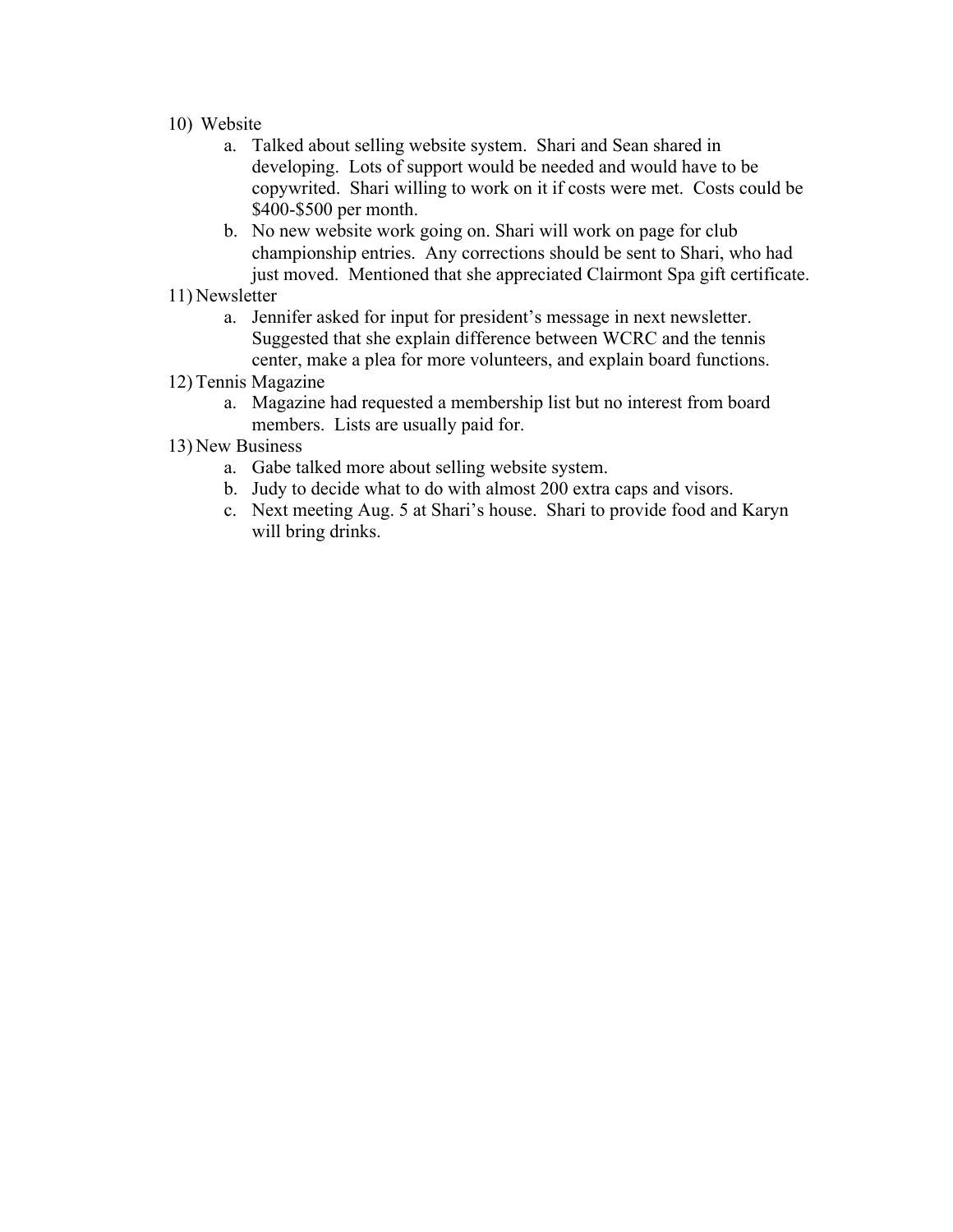10) Website
    a. Talked about selling website system. Shari and Sean shared in developing. Lots of support would be needed and would have to be copywrited. Shari willing to work on it if costs were met. Costs could be $400-$500 per month.
    b. No new website work going on. Shari will work on page for club championship entries. Any corrections should be sent to Shari, who had just moved. Mentioned that she appreciated Clairmont Spa gift certificate.

11) Newsletter
    a. Jennifer asked for input for president's message in next newsletter. Suggested that she explain difference between WCRC and the tennis center, make a plea for more volunteers, and explain board functions.

12) Tennis Magazine
    a. Magazine had requested a membership list but no interest from board members. Lists are usually paid for.

13) New Business
    a. Gabe talked more about selling website system.
    b. Judy to decide what to do with almost 200 extra caps and visors.
    c. Next meeting Aug. 5 at Shari's house. Shari to provide food and Karyn will bring drinks.